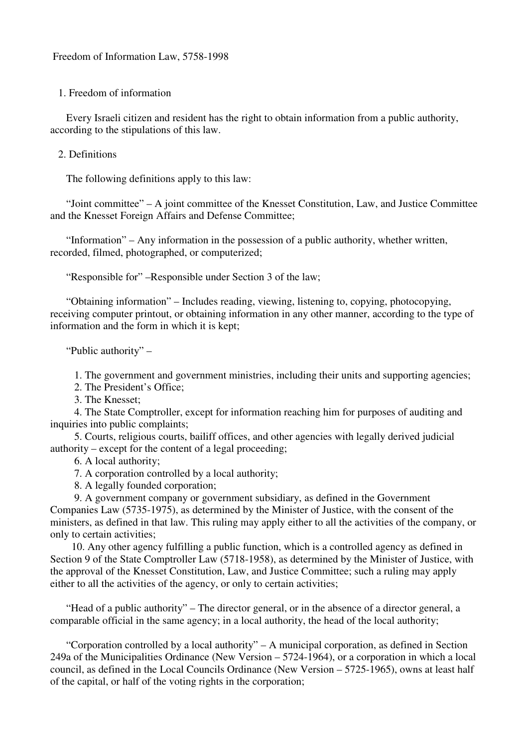# Freedom of Information Law, 5758-1998

## 1. Freedom of information

Every Israeli citizen and resident has the right to obtain information from a public authority, according to the stipulations of this law.

## 2. Definitions

The following definitions apply to this law:

"Joint committee" – A joint committee of the Knesset Constitution, Law, and Justice Committee and the Knesset Foreign Affairs and Defense Committee;

"Information" – Any information in the possession of a public authority, whether written, recorded, filmed, photographed, or computerized;

"Responsible for" –Responsible under Section 3 of the law;

"Obtaining information" – Includes reading, viewing, listening to, copying, photocopying, receiving computer printout, or obtaining information in any other manner, according to the type of information and the form in which it is kept;

"Public authority" –

1. The government and government ministries, including their units and supporting agencies;
2. The President's Office;
3. The Knesset;
4. The State Comptroller, except for information reaching him for purposes of auditing and inquiries into public complaints;
5. Courts, religious courts, bailiff offices, and other agencies with legally derived judicial authority – except for the content of a legal proceeding;
6. A local authority;
7. A corporation controlled by a local authority;
8. A legally founded corporation;
9. A government company or government subsidiary, as defined in the Government Companies Law (5735-1975), as determined by the Minister of Justice, with the consent of the ministers, as defined in that law. This ruling may apply either to all the activities of the company, or only to certain activities;
10. Any other agency fulfilling a public function, which is a controlled agency as defined in Section 9 of the State Comptroller Law (5718-1958), as determined by the Minister of Justice, with the approval of the Knesset Constitution, Law, and Justice Committee; such a ruling may apply either to all the activities of the agency, or only to certain activities;

"Head of a public authority" – The director general, or in the absence of a director general, a comparable official in the same agency; in a local authority, the head of the local authority;

"Corporation controlled by a local authority" – A municipal corporation, as defined in Section 249a of the Municipalities Ordinance (New Version – 5724-1964), or a corporation in which a local council, as defined in the Local Councils Ordinance (New Version – 5725-1965), owns at least half of the capital, or half of the voting rights in the corporation;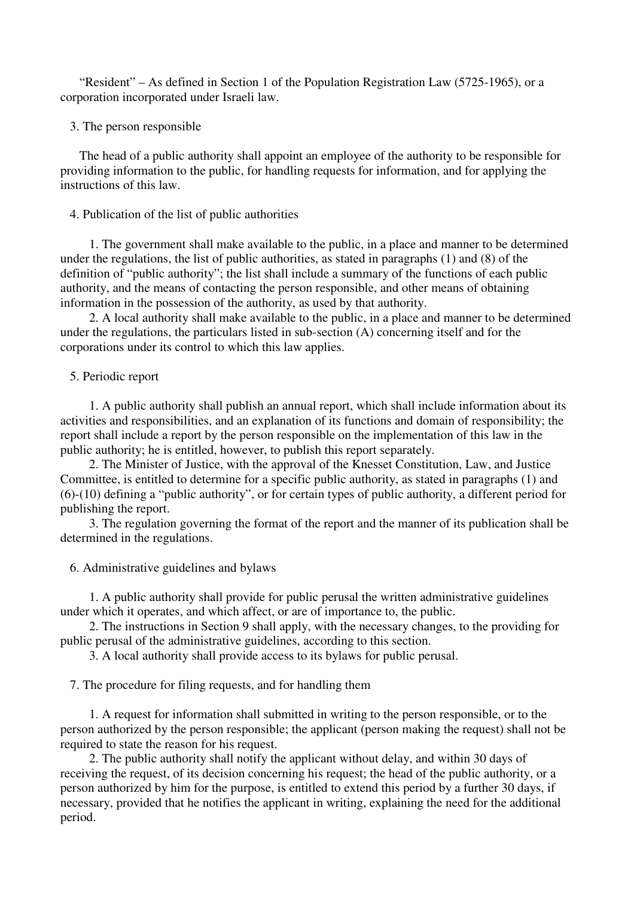"Resident" – As defined in Section 1 of the Population Registration Law (5725-1965), or a corporation incorporated under Israeli law.

3. The person responsible

The head of a public authority shall appoint an employee of the authority to be responsible for providing information to the public, for handling requests for information, and for applying the instructions of this law.

4. Publication of the list of public authorities

1. The government shall make available to the public, in a place and manner to be determined under the regulations, the list of public authorities, as stated in paragraphs (1) and (8) of the definition of "public authority"; the list shall include a summary of the functions of each public authority, and the means of contacting the person responsible, and other means of obtaining information in the possession of the authority, as used by that authority.
2. A local authority shall make available to the public, in a place and manner to be determined under the regulations, the particulars listed in sub-section (A) concerning itself and for the corporations under its control to which this law applies.

5. Periodic report

1. A public authority shall publish an annual report, which shall include information about its activities and responsibilities, and an explanation of its functions and domain of responsibility; the report shall include a report by the person responsible on the implementation of this law in the public authority; he is entitled, however, to publish this report separately.
2. The Minister of Justice, with the approval of the Knesset Constitution, Law, and Justice Committee, is entitled to determine for a specific public authority, as stated in paragraphs (1) and (6)-(10) defining a "public authority", or for certain types of public authority, a different period for publishing the report.
3. The regulation governing the format of the report and the manner of its publication shall be determined in the regulations.

6. Administrative guidelines and bylaws

1. A public authority shall provide for public perusal the written administrative guidelines under which it operates, and which affect, or are of importance to, the public.
2. The instructions in Section 9 shall apply, with the necessary changes, to the providing for public perusal of the administrative guidelines, according to this section.
3. A local authority shall provide access to its bylaws for public perusal.

7. The procedure for filing requests, and for handling them

1. A request for information shall submitted in writing to the person responsible, or to the person authorized by the person responsible; the applicant (person making the request) shall not be required to state the reason for his request.
2. The public authority shall notify the applicant without delay, and within 30 days of receiving the request, of its decision concerning his request; the head of the public authority, or a person authorized by him for the purpose, is entitled to extend this period by a further 30 days, if necessary, provided that he notifies the applicant in writing, explaining the need for the additional period.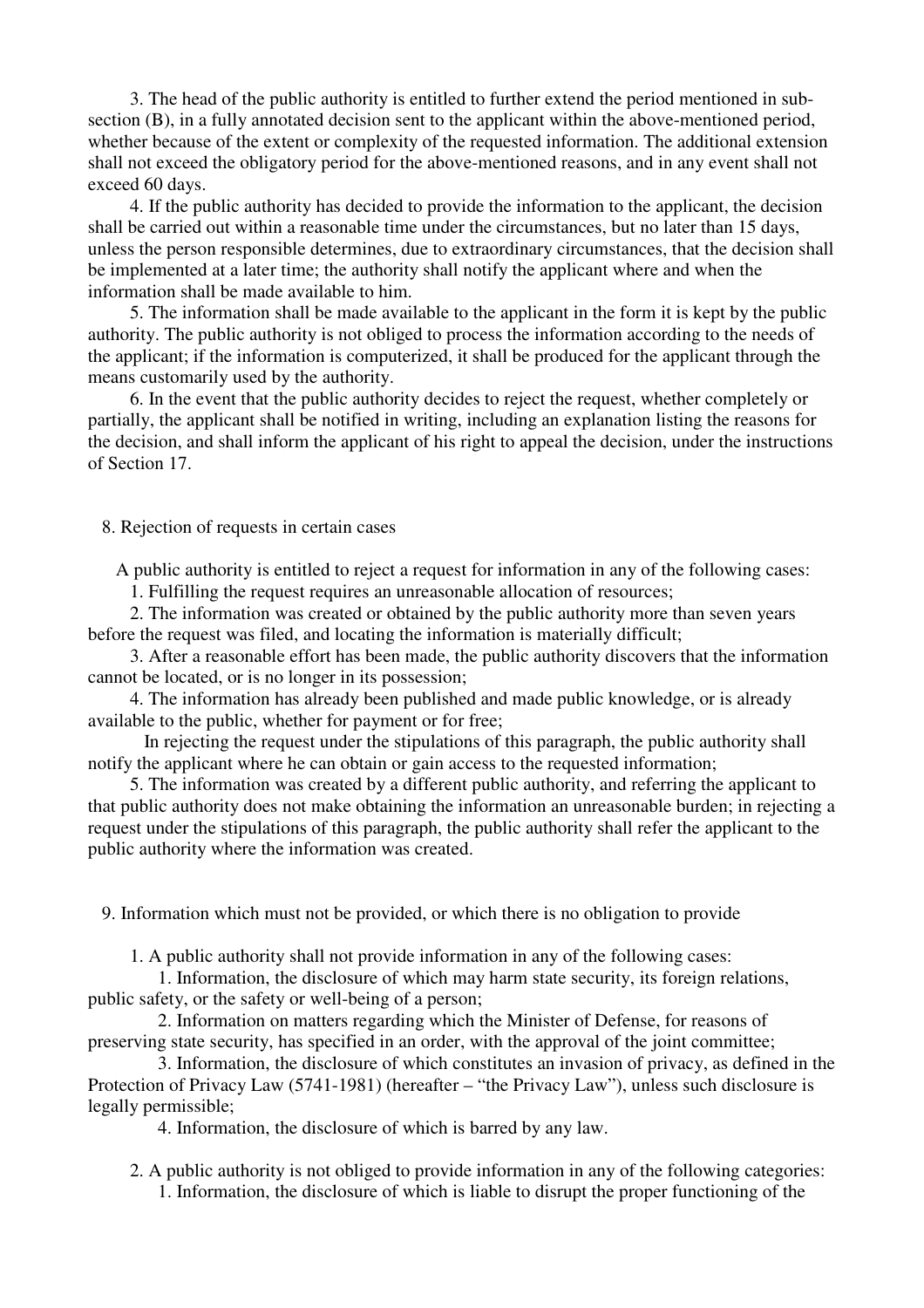3. The head of the public authority is entitled to further extend the period mentioned in sub-section (B), in a fully annotated decision sent to the applicant within the above-mentioned period, whether because of the extent or complexity of the requested information. The additional extension shall not exceed the obligatory period for the above-mentioned reasons, and in any event shall not exceed 60 days.

4. If the public authority has decided to provide the information to the applicant, the decision shall be carried out within a reasonable time under the circumstances, but no later than 15 days, unless the person responsible determines, due to extraordinary circumstances, that the decision shall be implemented at a later time; the authority shall notify the applicant where and when the information shall be made available to him.

5. The information shall be made available to the applicant in the form it is kept by the public authority. The public authority is not obliged to process the information according to the needs of the applicant; if the information is computerized, it shall be produced for the applicant through the means customarily used by the authority.

6. In the event that the public authority decides to reject the request, whether completely or partially, the applicant shall be notified in writing, including an explanation listing the reasons for the decision, and shall inform the applicant of his right to appeal the decision, under the instructions of Section 17.

## 8. Rejection of requests in certain cases

A public authority is entitled to reject a request for information in any of the following cases:

1. Fulfilling the request requires an unreasonable allocation of resources;
2. The information was created or obtained by the public authority more than seven years before the request was filed, and locating the information is materially difficult;
3. After a reasonable effort has been made, the public authority discovers that the information cannot be located, or is no longer in its possession;
4. The information has already been published and made public knowledge, or is already available to the public, whether for payment or for free;

   In rejecting the request under the stipulations of this paragraph, the public authority shall notify the applicant where he can obtain or gain access to the requested information;
5. The information was created by a different public authority, and referring the applicant to that public authority does not make obtaining the information an unreasonable burden; in rejecting a request under the stipulations of this paragraph, the public authority shall refer the applicant to the public authority where the information was created.

## 9. Information which must not be provided, or which there is no obligation to provide

1. A public authority shall not provide information in any of the following cases:
   1. Information, the disclosure of which may harm state security, its foreign relations, public safety, or the safety or well-being of a person;
   2. Information on matters regarding which the Minister of Defense, for reasons of preserving state security, has specified in an order, with the approval of the joint committee;
   3. Information, the disclosure of which constitutes an invasion of privacy, as defined in the Protection of Privacy Law (5741-1981) (hereafter – "the Privacy Law"), unless such disclosure is legally permissible;
   4. Information, the disclosure of which is barred by any law.

2. A public authority is not obliged to provide information in any of the following categories:
   1. Information, the disclosure of which is liable to disrupt the proper functioning of the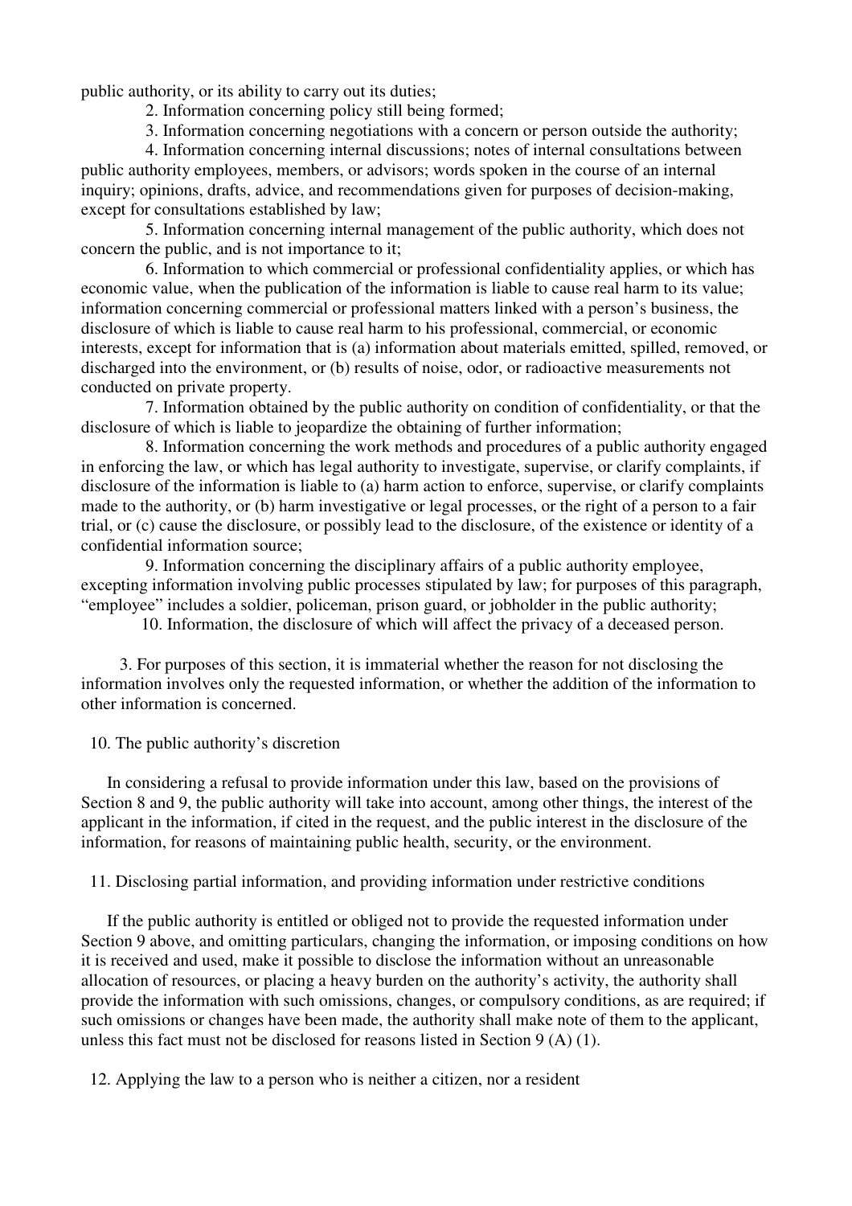public authority, or its ability to carry out its duties;

2. Information concerning policy still being formed;

3. Information concerning negotiations with a concern or person outside the authority;

4. Information concerning internal discussions; notes of internal consultations between public authority employees, members, or advisors; words spoken in the course of an internal inquiry; opinions, drafts, advice, and recommendations given for purposes of decision-making, except for consultations established by law;

5. Information concerning internal management of the public authority, which does not concern the public, and is not importance to it;

6. Information to which commercial or professional confidentiality applies, or which has economic value, when the publication of the information is liable to cause real harm to its value; information concerning commercial or professional matters linked with a person's business, the disclosure of which is liable to cause real harm to his professional, commercial, or economic interests, except for information that is (a) information about materials emitted, spilled, removed, or discharged into the environment, or (b) results of noise, odor, or radioactive measurements not conducted on private property.

7. Information obtained by the public authority on condition of confidentiality, or that the disclosure of which is liable to jeopardize the obtaining of further information;

8. Information concerning the work methods and procedures of a public authority engaged in enforcing the law, or which has legal authority to investigate, supervise, or clarify complaints, if disclosure of the information is liable to (a) harm action to enforce, supervise, or clarify complaints made to the authority, or (b) harm investigative or legal processes, or the right of a person to a fair trial, or (c) cause the disclosure, or possibly lead to the disclosure, of the existence or identity of a confidential information source;

9. Information concerning the disciplinary affairs of a public authority employee, excepting information involving public processes stipulated by law; for purposes of this paragraph, "employee" includes a soldier, policeman, prison guard, or jobholder in the public authority;

10. Information, the disclosure of which will affect the privacy of a deceased person.

3. For purposes of this section, it is immaterial whether the reason for not disclosing the information involves only the requested information, or whether the addition of the information to other information is concerned.

## 10. The public authority's discretion

In considering a refusal to provide information under this law, based on the provisions of Section 8 and 9, the public authority will take into account, among other things, the interest of the applicant in the information, if cited in the request, and the public interest in the disclosure of the information, for reasons of maintaining public health, security, or the environment.

## 11. Disclosing partial information, and providing information under restrictive conditions

If the public authority is entitled or obliged not to provide the requested information under Section 9 above, and omitting particulars, changing the information, or imposing conditions on how it is received and used, make it possible to disclose the information without an unreasonable allocation of resources, or placing a heavy burden on the authority's activity, the authority shall provide the information with such omissions, changes, or compulsory conditions, as are required; if such omissions or changes have been made, the authority shall make note of them to the applicant, unless this fact must not be disclosed for reasons listed in Section 9 (A) (1).

## 12. Applying the law to a person who is neither a citizen, nor a resident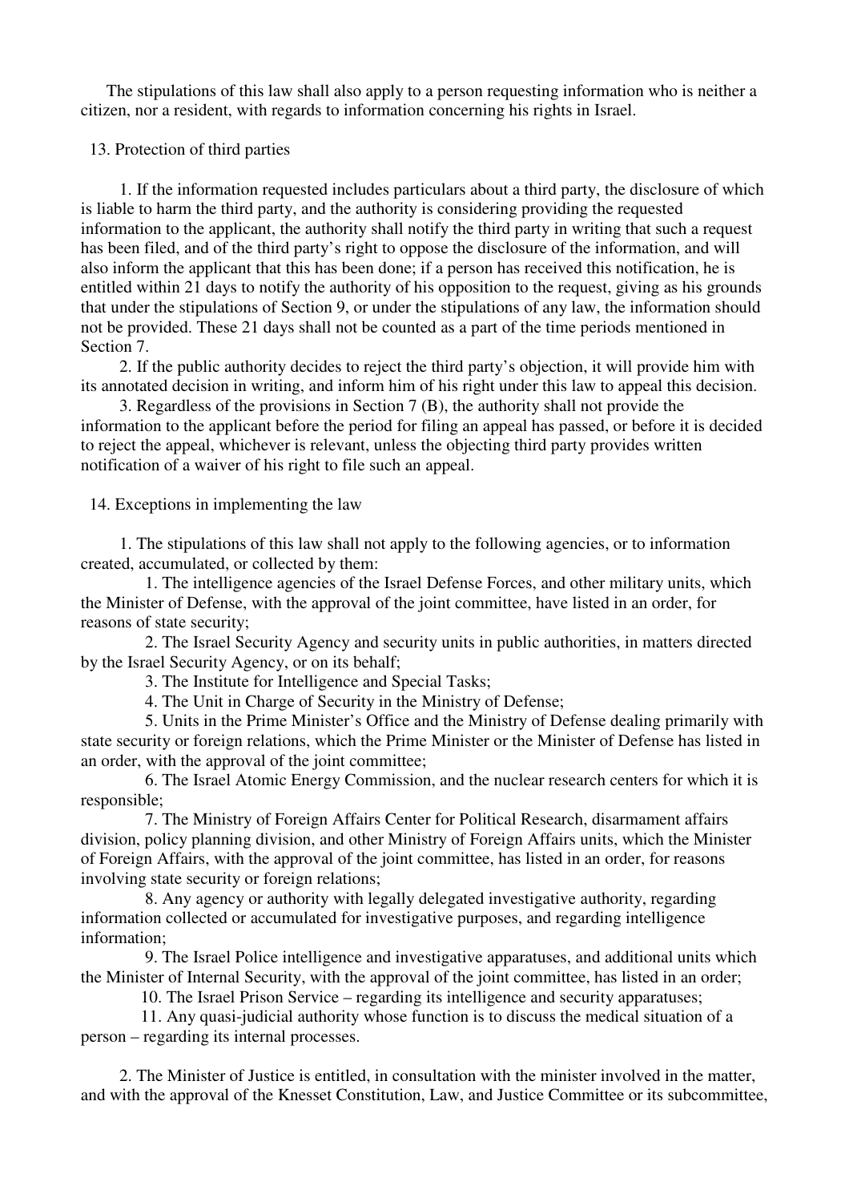The stipulations of this law shall also apply to a person requesting information who is neither a citizen, nor a resident, with regards to information concerning his rights in Israel.

## 13. Protection of third parties

1. If the information requested includes particulars about a third party, the disclosure of which is liable to harm the third party, and the authority is considering providing the requested information to the applicant, the authority shall notify the third party in writing that such a request has been filed, and of the third party's right to oppose the disclosure of the information, and will also inform the applicant that this has been done; if a person has received this notification, he is entitled within 21 days to notify the authority of his opposition to the request, giving as his grounds that under the stipulations of Section 9, or under the stipulations of any law, the information should not be provided. These 21 days shall not be counted as a part of the time periods mentioned in Section 7.
2. If the public authority decides to reject the third party's objection, it will provide him with its annotated decision in writing, and inform him of his right under this law to appeal this decision.
3. Regardless of the provisions in Section 7 (B), the authority shall not provide the information to the applicant before the period for filing an appeal has passed, or before it is decided to reject the appeal, whichever is relevant, unless the objecting third party provides written notification of a waiver of his right to file such an appeal.

## 14. Exceptions in implementing the law

1. The stipulations of this law shall not apply to the following agencies, or to information created, accumulated, or collected by them:
   1. The intelligence agencies of the Israel Defense Forces, and other military units, which the Minister of Defense, with the approval of the joint committee, have listed in an order, for reasons of state security;
   2. The Israel Security Agency and security units in public authorities, in matters directed by the Israel Security Agency, or on its behalf;
   3. The Institute for Intelligence and Special Tasks;
   4. The Unit in Charge of Security in the Ministry of Defense;
   5. Units in the Prime Minister's Office and the Ministry of Defense dealing primarily with state security or foreign relations, which the Prime Minister or the Minister of Defense has listed in an order, with the approval of the joint committee;
   6. The Israel Atomic Energy Commission, and the nuclear research centers for which it is responsible;
   7. The Ministry of Foreign Affairs Center for Political Research, disarmament affairs division, policy planning division, and other Ministry of Foreign Affairs units, which the Minister of Foreign Affairs, with the approval of the joint committee, has listed in an order, for reasons involving state security or foreign relations;
   8. Any agency or authority with legally delegated investigative authority, regarding information collected or accumulated for investigative purposes, and regarding intelligence information;
   9. The Israel Police intelligence and investigative apparatuses, and additional units which the Minister of Internal Security, with the approval of the joint committee, has listed in an order;
   10. The Israel Prison Service – regarding its intelligence and security apparatuses;
   11. Any quasi-judicial authority whose function is to discuss the medical situation of a person – regarding its internal processes.

2. The Minister of Justice is entitled, in consultation with the minister involved in the matter, and with the approval of the Knesset Constitution, Law, and Justice Committee or its subcommittee,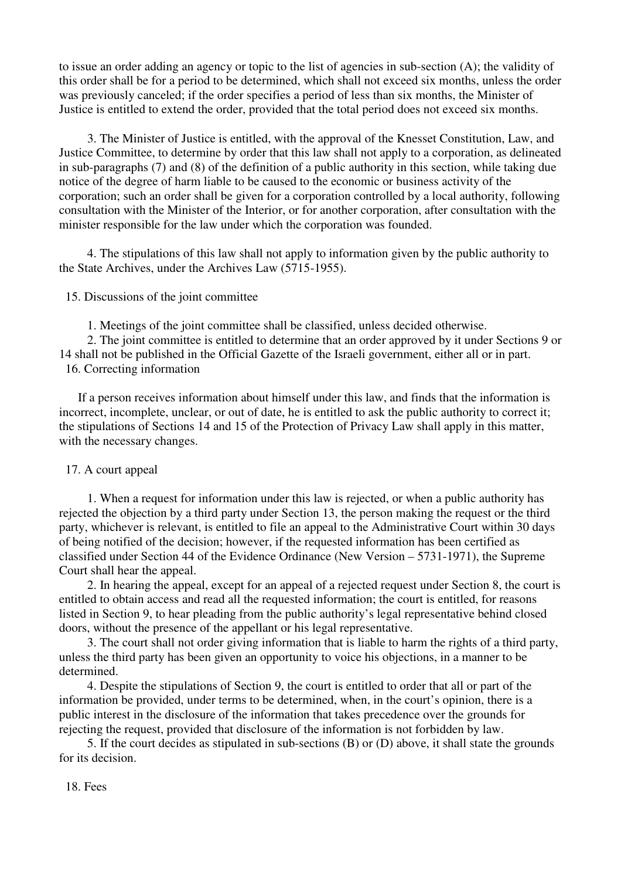to issue an order adding an agency or topic to the list of agencies in sub-section (A); the validity of this order shall be for a period to be determined, which shall not exceed six months, unless the order was previously canceled; if the order specifies a period of less than six months, the Minister of Justice is entitled to extend the order, provided that the total period does not exceed six months.

3. The Minister of Justice is entitled, with the approval of the Knesset Constitution, Law, and Justice Committee, to determine by order that this law shall not apply to a corporation, as delineated in sub-paragraphs (7) and (8) of the definition of a public authority in this section, while taking due notice of the degree of harm liable to be caused to the economic or business activity of the corporation; such an order shall be given for a corporation controlled by a local authority, following consultation with the Minister of the Interior, or for another corporation, after consultation with the minister responsible for the law under which the corporation was founded.

4. The stipulations of this law shall not apply to information given by the public authority to the State Archives, under the Archives Law (5715-1955).

15. Discussions of the joint committee

1. Meetings of the joint committee shall be classified, unless decided otherwise.
2. The joint committee is entitled to determine that an order approved by it under Sections 9 or 14 shall not be published in the Official Gazette of the Israeli government, either all or in part.

16. Correcting information

If a person receives information about himself under this law, and finds that the information is incorrect, incomplete, unclear, or out of date, he is entitled to ask the public authority to correct it; the stipulations of Sections 14 and 15 of the Protection of Privacy Law shall apply in this matter, with the necessary changes.

17. A court appeal

1. When a request for information under this law is rejected, or when a public authority has rejected the objection by a third party under Section 13, the person making the request or the third party, whichever is relevant, is entitled to file an appeal to the Administrative Court within 30 days of being notified of the decision; however, if the requested information has been certified as classified under Section 44 of the Evidence Ordinance (New Version – 5731-1971), the Supreme Court shall hear the appeal.
2. In hearing the appeal, except for an appeal of a rejected request under Section 8, the court is entitled to obtain access and read all the requested information; the court is entitled, for reasons listed in Section 9, to hear pleading from the public authority's legal representative behind closed doors, without the presence of the appellant or his legal representative.
3. The court shall not order giving information that is liable to harm the rights of a third party, unless the third party has been given an opportunity to voice his objections, in a manner to be determined.
4. Despite the stipulations of Section 9, the court is entitled to order that all or part of the information be provided, under terms to be determined, when, in the court's opinion, there is a public interest in the disclosure of the information that takes precedence over the grounds for rejecting the request, provided that disclosure of the information is not forbidden by law.
5. If the court decides as stipulated in sub-sections (B) or (D) above, it shall state the grounds for its decision.

18. Fees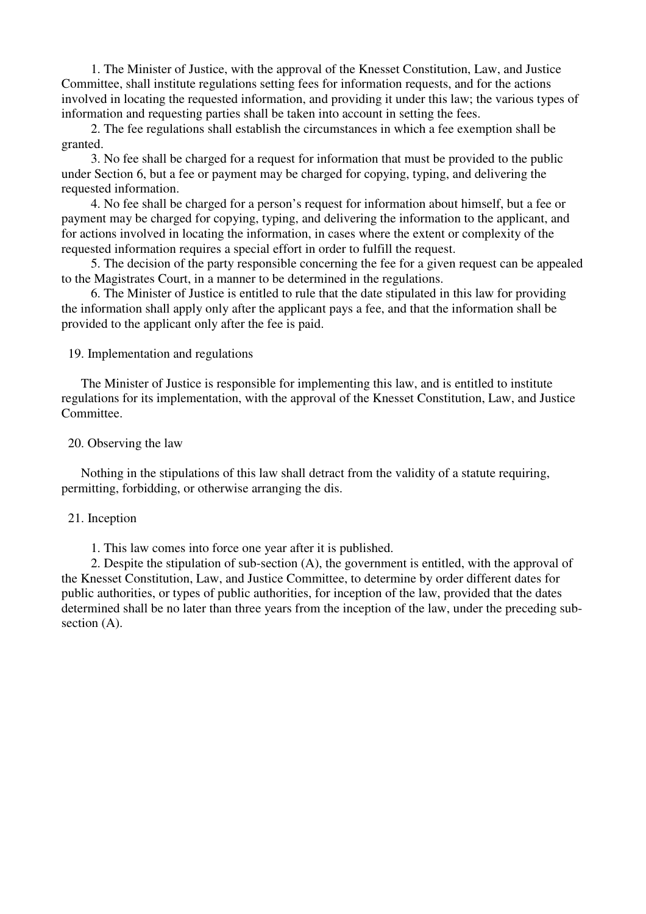1. The Minister of Justice, with the approval of the Knesset Constitution, Law, and Justice Committee, shall institute regulations setting fees for information requests, and for the actions involved in locating the requested information, and providing it under this law; the various types of information and requesting parties shall be taken into account in setting the fees.
2. The fee regulations shall establish the circumstances in which a fee exemption shall be granted.
3. No fee shall be charged for a request for information that must be provided to the public under Section 6, but a fee or payment may be charged for copying, typing, and delivering the requested information.
4. No fee shall be charged for a person's request for information about himself, but a fee or payment may be charged for copying, typing, and delivering the information to the applicant, and for actions involved in locating the information, in cases where the extent or complexity of the requested information requires a special effort in order to fulfill the request.
5. The decision of the party responsible concerning the fee for a given request can be appealed to the Magistrates Court, in a manner to be determined in the regulations.
6. The Minister of Justice is entitled to rule that the date stipulated in this law for providing the information shall apply only after the applicant pays a fee, and that the information shall be provided to the applicant only after the fee is paid.

## 19. Implementation and regulations

The Minister of Justice is responsible for implementing this law, and is entitled to institute regulations for its implementation, with the approval of the Knesset Constitution, Law, and Justice Committee.

## 20. Observing the law

Nothing in the stipulations of this law shall detract from the validity of a statute requiring, permitting, forbidding, or otherwise arranging the dis.

## 21. Inception

1. This law comes into force one year after it is published.
2. Despite the stipulation of sub-section (A), the government is entitled, with the approval of the Knesset Constitution, Law, and Justice Committee, to determine by order different dates for public authorities, or types of public authorities, for inception of the law, provided that the dates determined shall be no later than three years from the inception of the law, under the preceding sub-section (A).